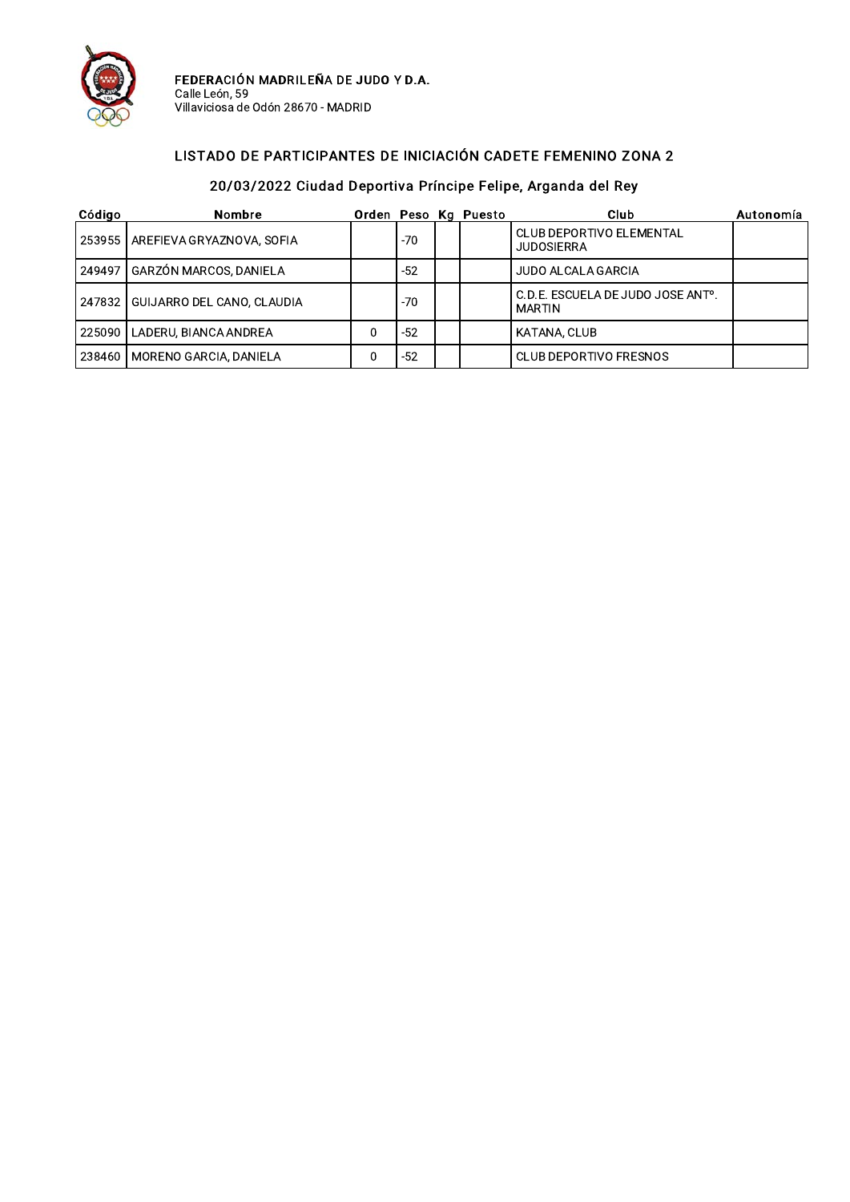**FEDERACIÓN MADRILEÑA DE JUDO Y D.A.**
Calle León, 59
Villaviciosa de Odón 28670 - MADRID

## LISTADO DE PARTICIPANTES DE INICIACIÓN CADETE FEMENINO ZONA 2

### 20/03/2022 Ciudad Deportiva Príncipe Felipe, Arganda del Rey

| Código | Nombre | Orden | Peso | Kg | Puesto | Club | Autonomía |
|---|---|---|---|---|---|---|---|
| 253955 | AREFIEVA GRYAZNOVA, SOFIA | | -70 | | | CLUB DEPORTIVO ELEMENTAL JUDOSIERRA | |
| 249497 | GARZÓN MARCOS, DANIELA | | -52 | | | JUDO ALCALA GARCIA | |
| 247832 | GUIJARRO DEL CANO, CLAUDIA | | -70 | | | C.D.E. ESCUELA DE JUDO JOSE ANTº. MARTIN | |
| 225090 | LADERU, BIANCA ANDREA | 0 | -52 | | | KATANA, CLUB | |
| 238460 | MORENO GARCIA, DANIELA | 0 | -52 | | | CLUB DEPORTIVO FRESNOS | |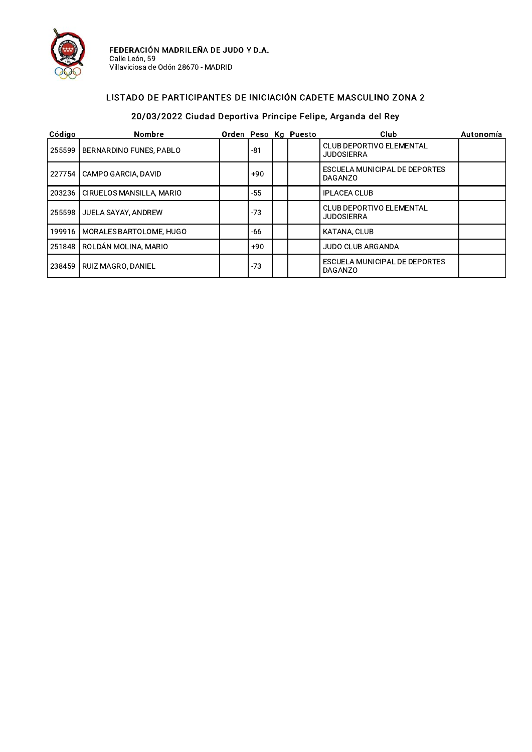**FEDERACIÓN MADRILEÑA DE JUDO Y D.A.**
Calle León, 59
Villaviciosa de Odón 28670 - MADRID

## LISTADO DE PARTICIPANTES DE INICIACIÓN CADETE MASCULINO ZONA 2

### 20/03/2022 Ciudad Deportiva Príncipe Felipe, Arganda del Rey

| Código | Nombre | Orden | Peso | Kg | Puesto | Club | Autonomía |
|---|---|---|---|---|---|---|---|
| 255599 | BERNARDINO FUNES, PABLO | | -81 | | | CLUB DEPORTIVO ELEMENTAL JUDOSIERRA | |
| 227754 | CAMPO GARCIA, DAVID | | +90 | | | ESCUELA MUNICIPAL DE DEPORTES DAGANZO | |
| 203236 | CIRUELOS MANSILLA, MARIO | | -55 | | | IPLACEA CLUB | |
| 255598 | JUELA SAYAY, ANDREW | | -73 | | | CLUB DEPORTIVO ELEMENTAL JUDOSIERRA | |
| 199916 | MORALES BARTOLOME, HUGO | | -66 | | | KATANA, CLUB | |
| 251848 | ROLDÁN MOLINA, MARIO | | +90 | | | JUDO CLUB ARGANDA | |
| 238459 | RUIZ MAGRO, DANIEL | | -73 | | | ESCUELA MUNICIPAL DE DEPORTES DAGANZO | |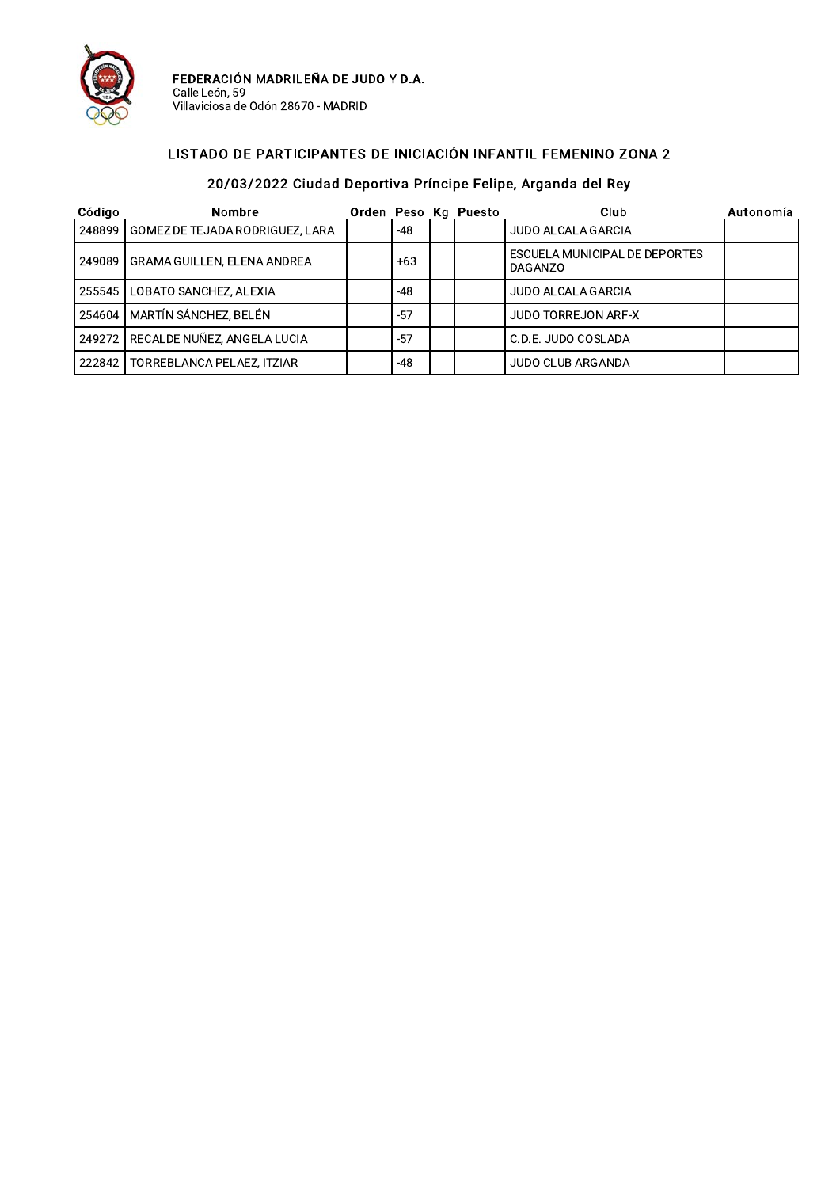**FEDERACIÓN MADRILEÑA DE JUDO Y D.A.**
Calle León, 59
Villaviciosa de Odón 28670 - MADRID

## LISTADO DE PARTICIPANTES DE INICIACIÓN INFANTIL FEMENINO ZONA 2

### 20/03/2022 Ciudad Deportiva Príncipe Felipe, Arganda del Rey

| Código | Nombre | Orden | Peso | Kg | Puesto | Club | Autonomía |
|---|---|---|---|---|---|---|---|
| 248899 | GOMEZ DE TEJADA RODRIGUEZ, LARA | | -48 | | | JUDO ALCALA GARCIA | |
| 249089 | GRAMA GUILLEN, ELENA ANDREA | | +63 | | | ESCUELA MUNICIPAL DE DEPORTES DAGANZO | |
| 255545 | LOBATO SANCHEZ, ALEXIA | | -48 | | | JUDO ALCALA GARCIA | |
| 254604 | MARTÍN SÁNCHEZ, BELÉN | | -57 | | | JUDO TORREJON ARF-X | |
| 249272 | RECALDE NUÑEZ, ANGELA LUCIA | | -57 | | | C.D.E. JUDO COSLADA | |
| 222842 | TORREBLANCA PELAEZ, ITZIAR | | -48 | | | JUDO CLUB ARGANDA | |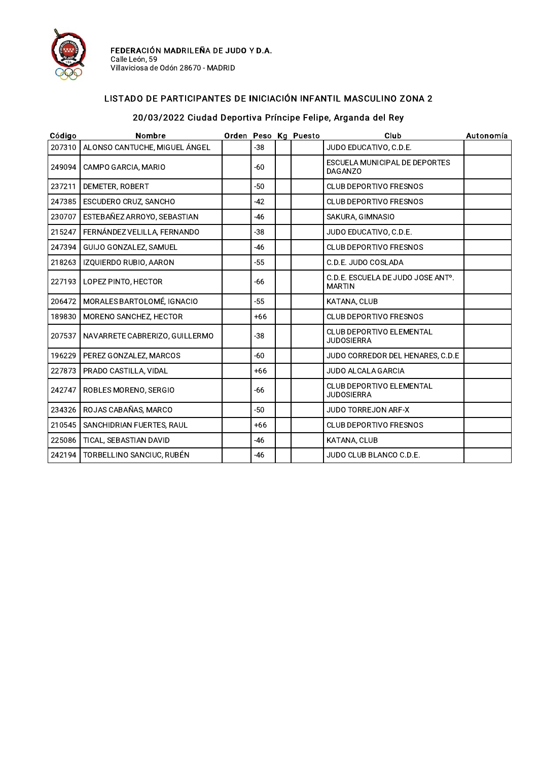**FEDERACIÓN MADRILEÑA DE JUDO Y D.A.**
Calle León, 59
Villaviciosa de Odón 28670 - MADRID

## LISTADO DE PARTICIPANTES DE INICIACIÓN INFANTIL MASCULINO ZONA 2

### 20/03/2022 Ciudad Deportiva Príncipe Felipe, Arganda del Rey

| Código | Nombre | Orden | Peso | Kg | Puesto | Club | Autonomía |
|---|---|---|---|---|---|---|---|
| 207310 | ALONSO CANTUCHE, MIGUEL ÁNGEL | | -38 | | | JUDO EDUCATIVO, C.D.E. | |
| 249094 | CAMPO GARCIA, MARIO | | -60 | | | ESCUELA MUNICIPAL DE DEPORTES DAGANZO | |
| 237211 | DEMETER, ROBERT | | -50 | | | CLUB DEPORTIVO FRESNOS | |
| 247385 | ESCUDERO CRUZ, SANCHO | | -42 | | | CLUB DEPORTIVO FRESNOS | |
| 230707 | ESTEBAÑEZ ARROYO, SEBASTIAN | | -46 | | | SAKURA, GIMNASIO | |
| 215247 | FERNÁNDEZ VELILLA, FERNANDO | | -38 | | | JUDO EDUCATIVO, C.D.E. | |
| 247394 | GUIJO GONZALEZ, SAMUEL | | -46 | | | CLUB DEPORTIVO FRESNOS | |
| 218263 | IZQUIERDO RUBIO, AARON | | -55 | | | C.D.E. JUDO COSLADA | |
| 227193 | LOPEZ PINTO, HECTOR | | -66 | | | C.D.E. ESCUELA DE JUDO JOSE ANTº. MARTIN | |
| 206472 | MORALES BARTOLOMÉ, IGNACIO | | -55 | | | KATANA, CLUB | |
| 189830 | MORENO SANCHEZ, HECTOR | | +66 | | | CLUB DEPORTIVO FRESNOS | |
| 207537 | NAVARRETE CABRERIZO, GUILLERMO | | -38 | | | CLUB DEPORTIVO ELEMENTAL JUDOSIERRA | |
| 196229 | PEREZ GONZALEZ, MARCOS | | -60 | | | JUDO CORREDOR DEL HENARES, C.D.E | |
| 227873 | PRADO CASTILLA, VIDAL | | +66 | | | JUDO ALCALA GARCIA | |
| 242747 | ROBLES MORENO, SERGIO | | -66 | | | CLUB DEPORTIVO ELEMENTAL JUDOSIERRA | |
| 234326 | ROJAS CABAÑAS, MARCO | | -50 | | | JUDO TORREJON ARF-X | |
| 210545 | SANCHIDRIAN FUERTES, RAUL | | +66 | | | CLUB DEPORTIVO FRESNOS | |
| 225086 | TICAL, SEBASTIAN DAVID | | -46 | | | KATANA, CLUB | |
| 242194 | TORBELLINO SANCIUC, RUBÉN | | -46 | | | JUDO CLUB BLANCO C.D.E. | |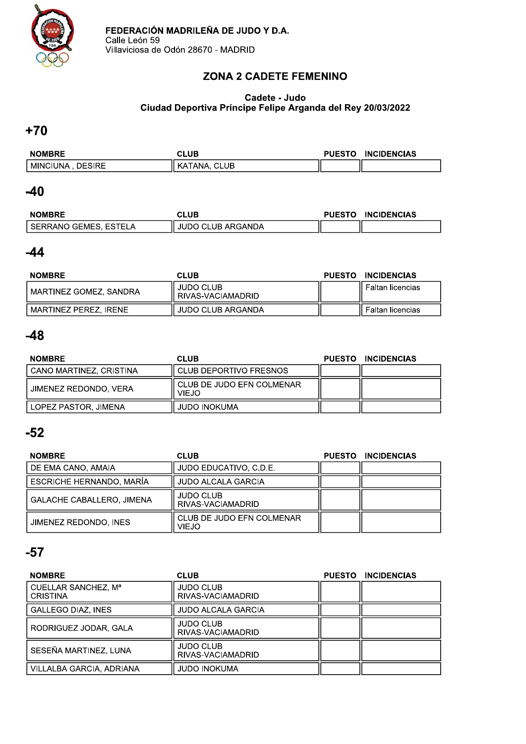**FEDERACIÓN MADRILEÑA DE JUDO Y D.A.**
Calle León 59
Villaviciosa de Odón 28670 - MADRID

## ZONA 2 CADETE FEMENINO

**Cadete - Judo**
**Ciudad Deportiva Príncipe Felipe Arganda del Rey 20/03/2022**

## +70

| NOMBRE | CLUB | PUESTO | INCIDENCIAS |
|---|---|---|---|
| MINCIUNA , DESIRE | KATANA, CLUB | | |

## -40

| NOMBRE | CLUB | PUESTO | INCIDENCIAS |
|---|---|---|---|
| SERRANO GEMES, ESTELA | JUDO CLUB ARGANDA | | |

## -44

| NOMBRE | CLUB | PUESTO | INCIDENCIAS |
|---|---|---|---|
| MARTINEZ GOMEZ, SANDRA | JUDO CLUB RIVAS-VACIAMADRID | | Faltan licencias |
| MARTINEZ PEREZ, IRENE | JUDO CLUB ARGANDA | | Faltan licencias |

## -48

| NOMBRE | CLUB | PUESTO | INCIDENCIAS |
|---|---|---|---|
| CANO MARTINEZ, CRISTINA | CLUB DEPORTIVO FRESNOS | | |
| JIMENEZ REDONDO, VERA | CLUB DE JUDO EFN COLMENAR VIEJO | | |
| LOPEZ PASTOR, JIMENA | JUDO INOKUMA | | |

## -52

| NOMBRE | CLUB | PUESTO | INCIDENCIAS |
|---|---|---|---|
| DE EMA CANO, AMAIA | JUDO EDUCATIVO, C.D.E. | | |
| ESCRICHE HERNANDO, MARÍA | JUDO ALCALA GARCIA | | |
| GALACHE CABALLERO, JIMENA | JUDO CLUB RIVAS-VACIAMADRID | | |
| JIMENEZ REDONDO, INES | CLUB DE JUDO EFN COLMENAR VIEJO | | |

## -57

| NOMBRE | CLUB | PUESTO | INCIDENCIAS |
|---|---|---|---|
| CUELLAR SANCHEZ, Mª CRISTINA | JUDO CLUB RIVAS-VACIAMADRID | | |
| GALLEGO DIAZ, INES | JUDO ALCALA GARCIA | | |
| RODRIGUEZ JODAR, GALA | JUDO CLUB RIVAS-VACIAMADRID | | |
| SESEÑA MARTINEZ, LUNA | JUDO CLUB RIVAS-VACIAMADRID | | |
| VILLALBA GARCIA, ADRIANA | JUDO INOKUMA | | |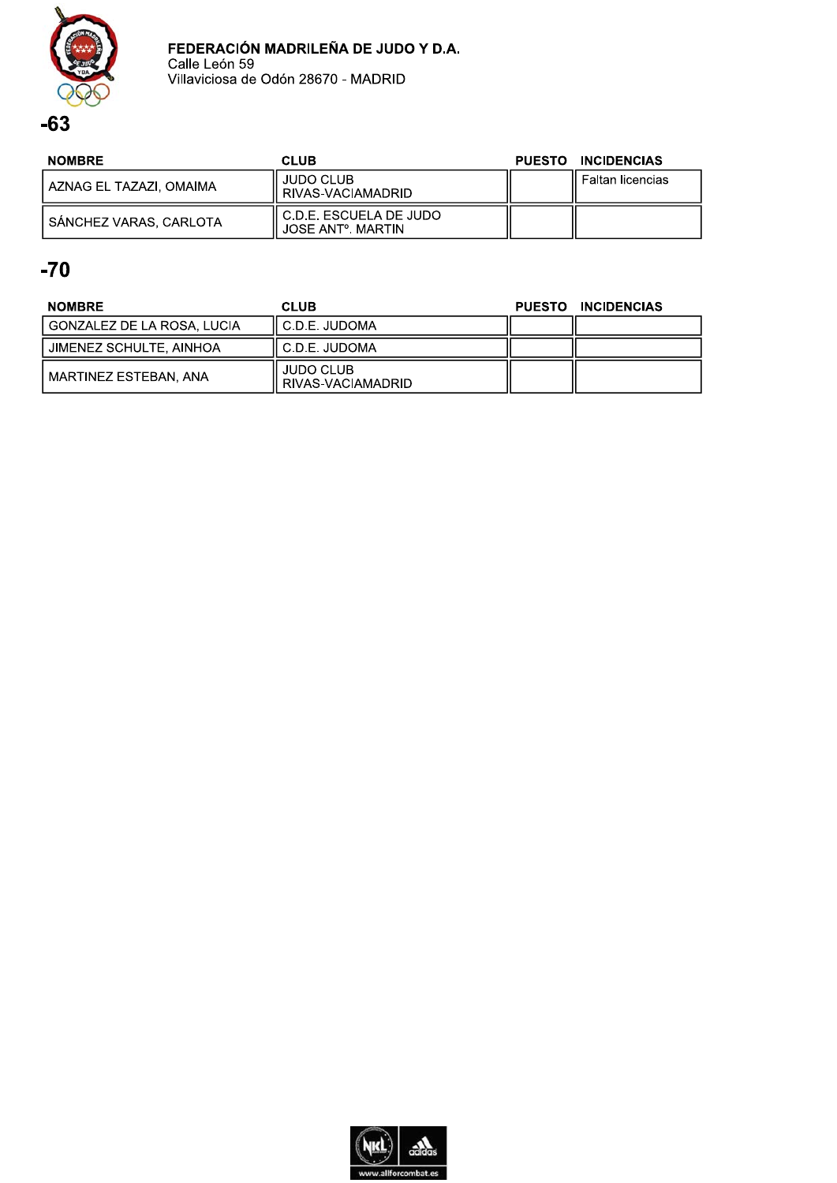**FEDERACIÓN MADRILEÑA DE JUDO Y D.A.**
Calle León 59
Villaviciosa de Odón 28670 - MADRID

## -63

| NOMBRE | CLUB | PUESTO | INCIDENCIAS |
|---|---|---|---|
| AZNAG EL TAZAZI, OMAIMA | JUDO CLUB RIVAS-VACIAMADRID | | Faltan licencias |
| SÁNCHEZ VARAS, CARLOTA | C.D.E. ESCUELA DE JUDO JOSE ANTº. MARTIN | | |

## -70

| NOMBRE | CLUB | PUESTO | INCIDENCIAS |
|---|---|---|---|
| GONZALEZ DE LA ROSA, LUCIA | C.D.E. JUDOMA | | |
| JIMENEZ SCHULTE, AINHOA | C.D.E. JUDOMA | | |
| MARTINEZ ESTEBAN, ANA | JUDO CLUB RIVAS-VACIAMADRID | | |

www.allforcombat.es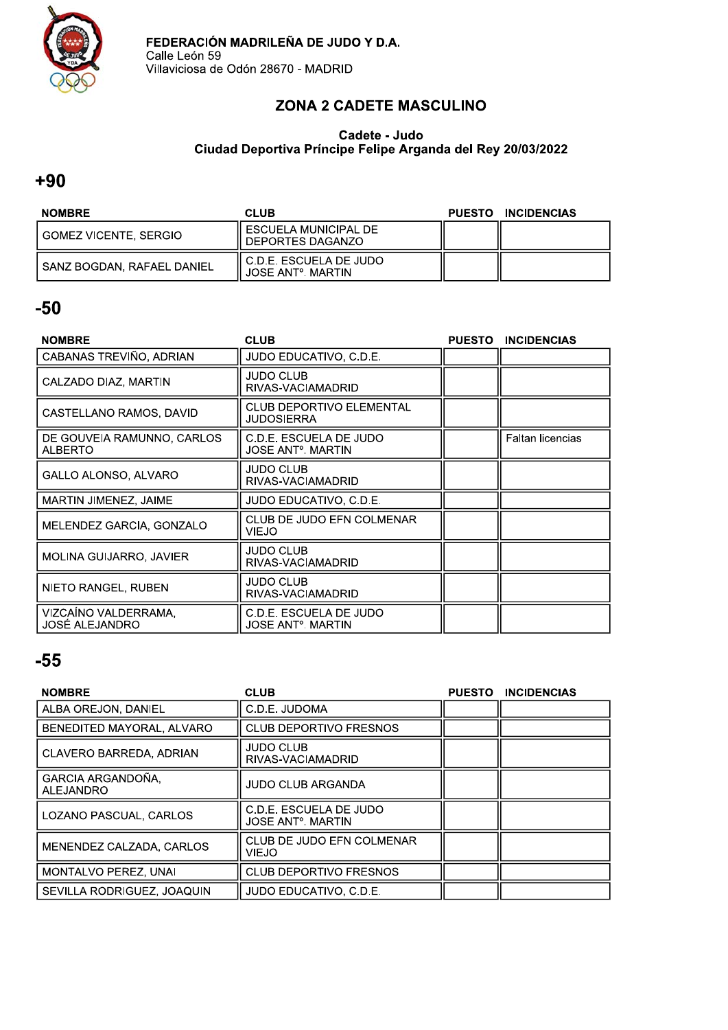**FEDERACIÓN MADRILEÑA DE JUDO Y D.A.**
Calle León 59
Villaviciosa de Odón 28670 - MADRID

## ZONA 2 CADETE MASCULINO

**Cadete - Judo**
**Ciudad Deportiva Príncipe Felipe Arganda del Rey 20/03/2022**

## +90

| NOMBRE | CLUB | PUESTO | INCIDENCIAS |
|---|---|---|---|
| GOMEZ VICENTE, SERGIO | ESCUELA MUNICIPAL DE DEPORTES DAGANZO | | |
| SANZ BOGDAN, RAFAEL DANIEL | C.D.E. ESCUELA DE JUDO JOSE ANTº. MARTIN | | |

## -50

| NOMBRE | CLUB | PUESTO | INCIDENCIAS |
|---|---|---|---|
| CABANAS TREVIÑO, ADRIAN | JUDO EDUCATIVO, C.D.E. | | |
| CALZADO DIAZ, MARTIN | JUDO CLUB RIVAS-VACIAMADRID | | |
| CASTELLANO RAMOS, DAVID | CLUB DEPORTIVO ELEMENTAL JUDOSIERRA | | |
| DE GOUVEIA RAMUNNO, CARLOS ALBERTO | C.D.E. ESCUELA DE JUDO JOSE ANTº. MARTIN | | Faltan licencias |
| GALLO ALONSO, ALVARO | JUDO CLUB RIVAS-VACIAMADRID | | |
| MARTIN JIMENEZ, JAIME | JUDO EDUCATIVO, C.D.E. | | |
| MELENDEZ GARCIA, GONZALO | CLUB DE JUDO EFN COLMENAR VIEJO | | |
| MOLINA GUIJARRO, JAVIER | JUDO CLUB RIVAS-VACIAMADRID | | |
| NIETO RANGEL, RUBEN | JUDO CLUB RIVAS-VACIAMADRID | | |
| VIZCAÍNO VALDERRAMA, JOSÉ ALEJANDRO | C.D.E. ESCUELA DE JUDO JOSE ANTº. MARTIN | | |

## -55

| NOMBRE | CLUB | PUESTO | INCIDENCIAS |
|---|---|---|---|
| ALBA OREJON, DANIEL | C.D.E. JUDOMA | | |
| BENEDITED MAYORAL, ALVARO | CLUB DEPORTIVO FRESNOS | | |
| CLAVERO BARREDA, ADRIAN | JUDO CLUB RIVAS-VACIAMADRID | | |
| GARCIA ARGANDOÑA, ALEJANDRO | JUDO CLUB ARGANDA | | |
| LOZANO PASCUAL, CARLOS | C.D.E. ESCUELA DE JUDO JOSE ANTº. MARTIN | | |
| MENENDEZ CALZADA, CARLOS | CLUB DE JUDO EFN COLMENAR VIEJO | | |
| MONTALVO PEREZ, UNAI | CLUB DEPORTIVO FRESNOS | | |
| SEVILLA RODRIGUEZ, JOAQUIN | JUDO EDUCATIVO, C.D.E. | | |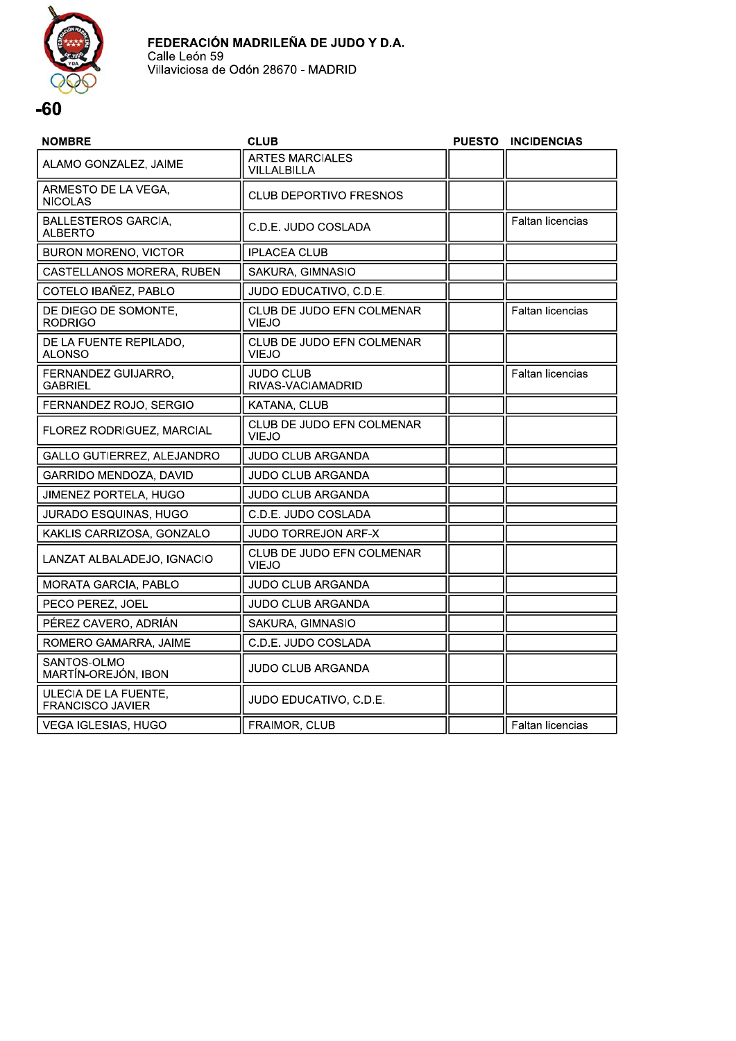**FEDERACIÓN MADRILEÑA DE JUDO Y D.A.**
Calle León 59
Villaviciosa de Odón 28670 - MADRID

# -60

| NOMBRE | CLUB | PUESTO | INCIDENCIAS |
|---|---|---|---|
| ALAMO GONZALEZ, JAIME | ARTES MARCIALES VILLALBILLA | | |
| ARMESTO DE LA VEGA, NICOLAS | CLUB DEPORTIVO FRESNOS | | |
| BALLESTEROS GARCIA, ALBERTO | C.D.E. JUDO COSLADA | | Faltan licencias |
| BURON MORENO, VICTOR | IPLACEA CLUB | | |
| CASTELLANOS MORERA, RUBEN | SAKURA, GIMNASIO | | |
| COTELO IBAÑEZ, PABLO | JUDO EDUCATIVO, C.D.E. | | |
| DE DIEGO DE SOMONTE, RODRIGO | CLUB DE JUDO EFN COLMENAR VIEJO | | Faltan licencias |
| DE LA FUENTE REPILADO, ALONSO | CLUB DE JUDO EFN COLMENAR VIEJO | | |
| FERNANDEZ GUIJARRO, GABRIEL | JUDO CLUB RIVAS-VACIAMADRID | | Faltan licencias |
| FERNANDEZ ROJO, SERGIO | KATANA, CLUB | | |
| FLOREZ RODRIGUEZ, MARCIAL | CLUB DE JUDO EFN COLMENAR VIEJO | | |
| GALLO GUTIERREZ, ALEJANDRO | JUDO CLUB ARGANDA | | |
| GARRIDO MENDOZA, DAVID | JUDO CLUB ARGANDA | | |
| JIMENEZ PORTELA, HUGO | JUDO CLUB ARGANDA | | |
| JURADO ESQUINAS, HUGO | C.D.E. JUDO COSLADA | | |
| KAKLIS CARRIZOSA, GONZALO | JUDO TORREJON ARF-X | | |
| LANZAT ALBALADEJO, IGNACIO | CLUB DE JUDO EFN COLMENAR VIEJO | | |
| MORATA GARCIA, PABLO | JUDO CLUB ARGANDA | | |
| PECO PEREZ, JOEL | JUDO CLUB ARGANDA | | |
| PÉREZ CAVERO, ADRIÁN | SAKURA, GIMNASIO | | |
| ROMERO GAMARRA, JAIME | C.D.E. JUDO COSLADA | | |
| SANTOS-OLMO MARTÍN-OREJÓN, IBON | JUDO CLUB ARGANDA | | |
| ULECIA DE LA FUENTE, FRANCISCO JAVIER | JUDO EDUCATIVO, C.D.E. | | |
| VEGA IGLESIAS, HUGO | FRAIMOR, CLUB | | Faltan licencias |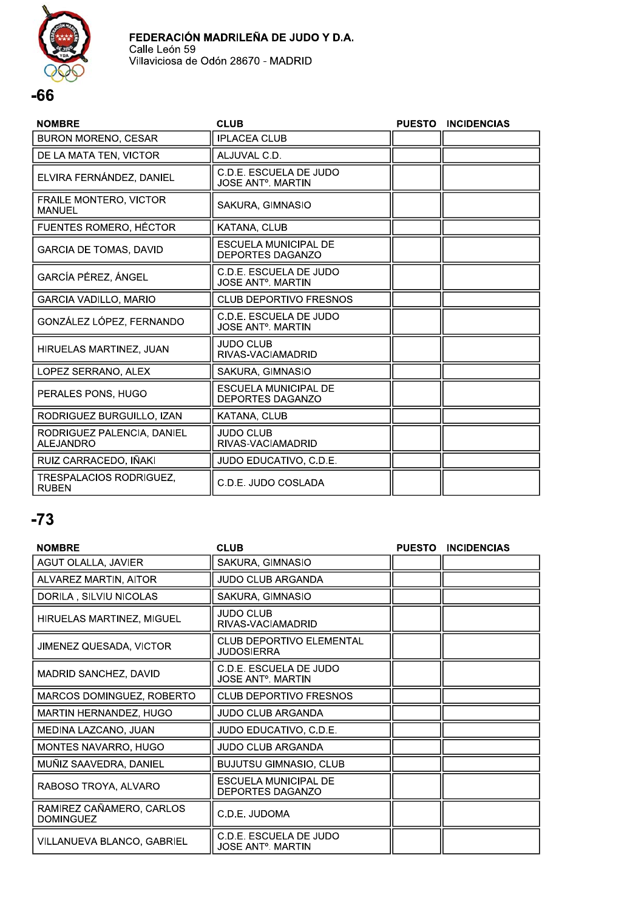**FEDERACIÓN MADRILEÑA DE JUDO Y D.A.**
Calle León 59
Villaviciosa de Odón 28670 - MADRID

## -66

| NOMBRE | CLUB | PUESTO | INCIDENCIAS |
|---|---|---|---|
| BURON MORENO, CESAR | IPLACEA CLUB | | |
| DE LA MATA TEN, VICTOR | ALJUVAL C.D. | | |
| ELVIRA FERNÁNDEZ, DANIEL | C.D.E. ESCUELA DE JUDO JOSE ANTº. MARTIN | | |
| FRAILE MONTERO, VICTOR MANUEL | SAKURA, GIMNASIO | | |
| FUENTES ROMERO, HÉCTOR | KATANA, CLUB | | |
| GARCIA DE TOMAS, DAVID | ESCUELA MUNICIPAL DE DEPORTES DAGANZO | | |
| GARCÍA PÉREZ, ÁNGEL | C.D.E. ESCUELA DE JUDO JOSE ANTº. MARTIN | | |
| GARCIA VADILLO, MARIO | CLUB DEPORTIVO FRESNOS | | |
| GONZÁLEZ LÓPEZ, FERNANDO | C.D.E. ESCUELA DE JUDO JOSE ANTº. MARTIN | | |
| HIRUELAS MARTINEZ, JUAN | JUDO CLUB RIVAS-VACIAMADRID | | |
| LOPEZ SERRANO, ALEX | SAKURA, GIMNASIO | | |
| PERALES PONS, HUGO | ESCUELA MUNICIPAL DE DEPORTES DAGANZO | | |
| RODRIGUEZ BURGUILLO, IZAN | KATANA, CLUB | | |
| RODRIGUEZ PALENCIA, DANIEL ALEJANDRO | JUDO CLUB RIVAS-VACIAMADRID | | |
| RUIZ CARRACEDO, IÑAKI | JUDO EDUCATIVO, C.D.E. | | |
| TRESPALACIOS RODRIGUEZ, RUBEN | C.D.E. JUDO COSLADA | | |

## -73

| NOMBRE | CLUB | PUESTO | INCIDENCIAS |
|---|---|---|---|
| AGUT OLALLA, JAVIER | SAKURA, GIMNASIO | | |
| ALVAREZ MARTIN, AITOR | JUDO CLUB ARGANDA | | |
| DORILA , SILVIU NICOLAS | SAKURA, GIMNASIO | | |
| HIRUELAS MARTINEZ, MIGUEL | JUDO CLUB RIVAS-VACIAMADRID | | |
| JIMENEZ QUESADA, VICTOR | CLUB DEPORTIVO ELEMENTAL JUDOSIERRA | | |
| MADRID SANCHEZ, DAVID | C.D.E. ESCUELA DE JUDO JOSE ANTº. MARTIN | | |
| MARCOS DOMINGUEZ, ROBERTO | CLUB DEPORTIVO FRESNOS | | |
| MARTIN HERNANDEZ, HUGO | JUDO CLUB ARGANDA | | |
| MEDINA LAZCANO, JUAN | JUDO EDUCATIVO, C.D.E. | | |
| MONTES NAVARRO, HUGO | JUDO CLUB ARGANDA | | |
| MUÑIZ SAAVEDRA, DANIEL | BUJUTSU GIMNASIO, CLUB | | |
| RABOSO TROYA, ALVARO | ESCUELA MUNICIPAL DE DEPORTES DAGANZO | | |
| RAMIREZ CAÑAMERO, CARLOS DOMINGUEZ | C.D.E. JUDOMA | | |
| VILLANUEVA BLANCO, GABRIEL | C.D.E. ESCUELA DE JUDO JOSE ANTº. MARTIN | | |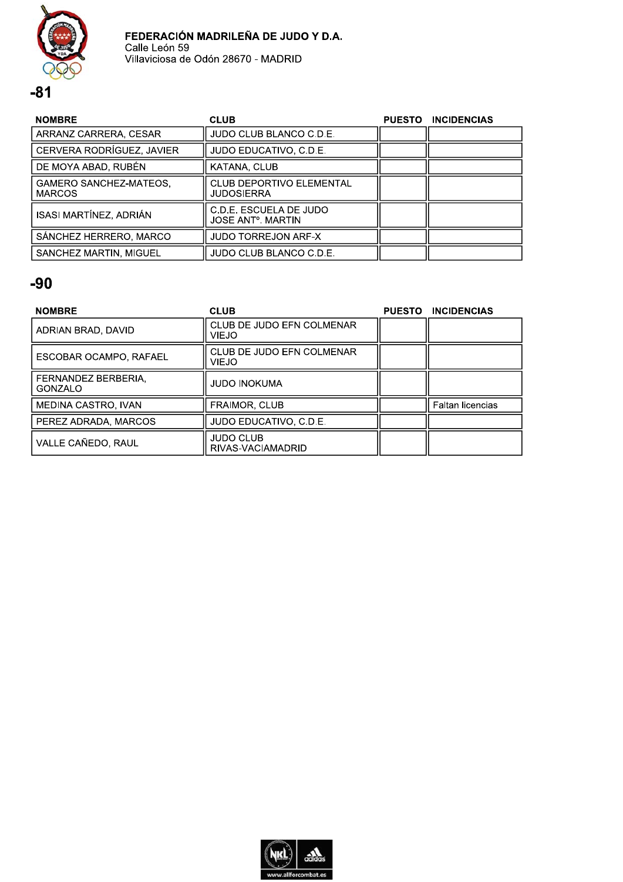**FEDERACIÓN MADRILEÑA DE JUDO Y D.A.**
Calle León 59
Villaviciosa de Odón 28670 - MADRID

## -81

| NOMBRE | CLUB | PUESTO | INCIDENCIAS |
|---|---|---|---|
| ARRANZ CARRERA, CESAR | JUDO CLUB BLANCO C.D.E. | | |
| CERVERA RODRÍGUEZ, JAVIER | JUDO EDUCATIVO, C.D.E. | | |
| DE MOYA ABAD, RUBÉN | KATANA, CLUB | | |
| GAMERO SANCHEZ-MATEOS, MARCOS | CLUB DEPORTIVO ELEMENTAL JUDOSIERRA | | |
| ISASI MARTÍNEZ, ADRIÁN | C.D.E. ESCUELA DE JUDO JOSE ANTº. MARTIN | | |
| SÁNCHEZ HERRERO, MARCO | JUDO TORREJON ARF-X | | |
| SANCHEZ MARTIN, MIGUEL | JUDO CLUB BLANCO C.D.E. | | |

## -90

| NOMBRE | CLUB | PUESTO | INCIDENCIAS |
|---|---|---|---|
| ADRIAN BRAD, DAVID | CLUB DE JUDO EFN COLMENAR VIEJO | | |
| ESCOBAR OCAMPO, RAFAEL | CLUB DE JUDO EFN COLMENAR VIEJO | | |
| FERNANDEZ BERBERIA, GONZALO | JUDO INOKUMA | | |
| MEDINA CASTRO, IVAN | FRAIMOR, CLUB | | Faltan licencias |
| PEREZ ADRADA, MARCOS | JUDO EDUCATIVO, C.D.E. | | |
| VALLE CAÑEDO, RAUL | JUDO CLUB RIVAS-VACIAMADRID | | |

www.allforcombat.es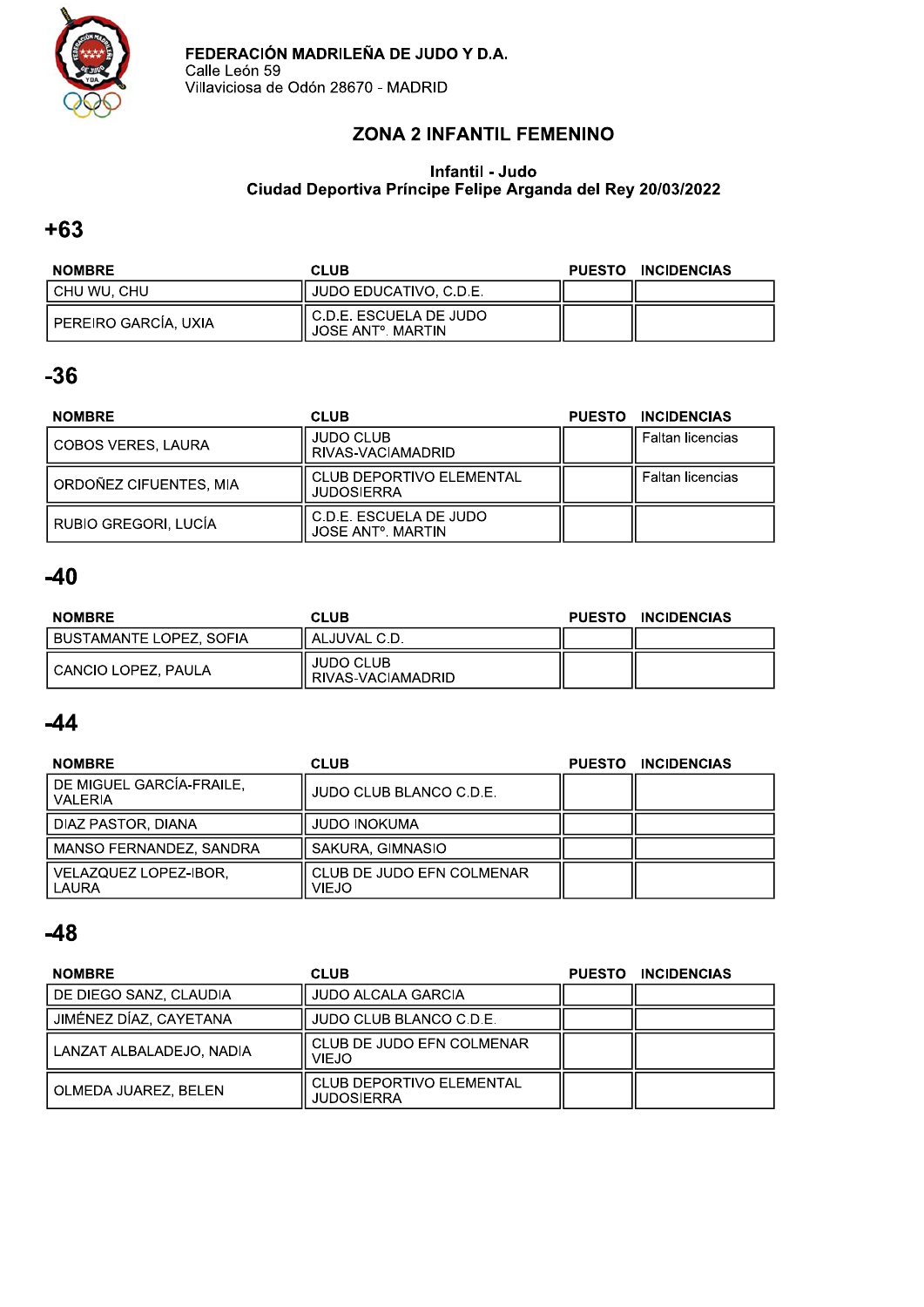**FEDERACIÓN MADRILEÑA DE JUDO Y D.A.**
Calle León 59
Villaviciosa de Odón 28670 - MADRID

## ZONA 2 INFANTIL FEMENINO

**Infantil - Judo**
**Ciudad Deportiva Príncipe Felipe Arganda del Rey 20/03/2022**

## +63

| NOMBRE | CLUB | PUESTO | INCIDENCIAS |
|---|---|---|---|
| CHU WU, CHU | JUDO EDUCATIVO, C.D.E. | | |
| PEREIRO GARCÍA, UXIA | C.D.E. ESCUELA DE JUDO JOSE ANTº. MARTIN | | |

## -36

| NOMBRE | CLUB | PUESTO | INCIDENCIAS |
|---|---|---|---|
| COBOS VERES, LAURA | JUDO CLUB RIVAS-VACIAMADRID | | Faltan licencias |
| ORDOÑEZ CIFUENTES, MIA | CLUB DEPORTIVO ELEMENTAL JUDOSIERRA | | Faltan licencias |
| RUBIO GREGORI, LUCÍA | C.D.E. ESCUELA DE JUDO JOSE ANTº. MARTIN | | |

## -40

| NOMBRE | CLUB | PUESTO | INCIDENCIAS |
|---|---|---|---|
| BUSTAMANTE LOPEZ, SOFIA | ALJUVAL C.D. | | |
| CANCIO LOPEZ, PAULA | JUDO CLUB RIVAS-VACIAMADRID | | |

## -44

| NOMBRE | CLUB | PUESTO | INCIDENCIAS |
|---|---|---|---|
| DE MIGUEL GARCÍA-FRAILE, VALERIA | JUDO CLUB BLANCO C.D.E. | | |
| DIAZ PASTOR, DIANA | JUDO INOKUMA | | |
| MANSO FERNANDEZ, SANDRA | SAKURA, GIMNASIO | | |
| VELAZQUEZ LOPEZ-IBOR, LAURA | CLUB DE JUDO EFN COLMENAR VIEJO | | |

## -48

| NOMBRE | CLUB | PUESTO | INCIDENCIAS |
|---|---|---|---|
| DE DIEGO SANZ, CLAUDIA | JUDO ALCALA GARCIA | | |
| JIMÉNEZ DÍAZ, CAYETANA | JUDO CLUB BLANCO C.D.E. | | |
| LANZAT ALBALADEJO, NADIA | CLUB DE JUDO EFN COLMENAR VIEJO | | |
| OLMEDA JUAREZ, BELEN | CLUB DEPORTIVO ELEMENTAL JUDOSIERRA | | |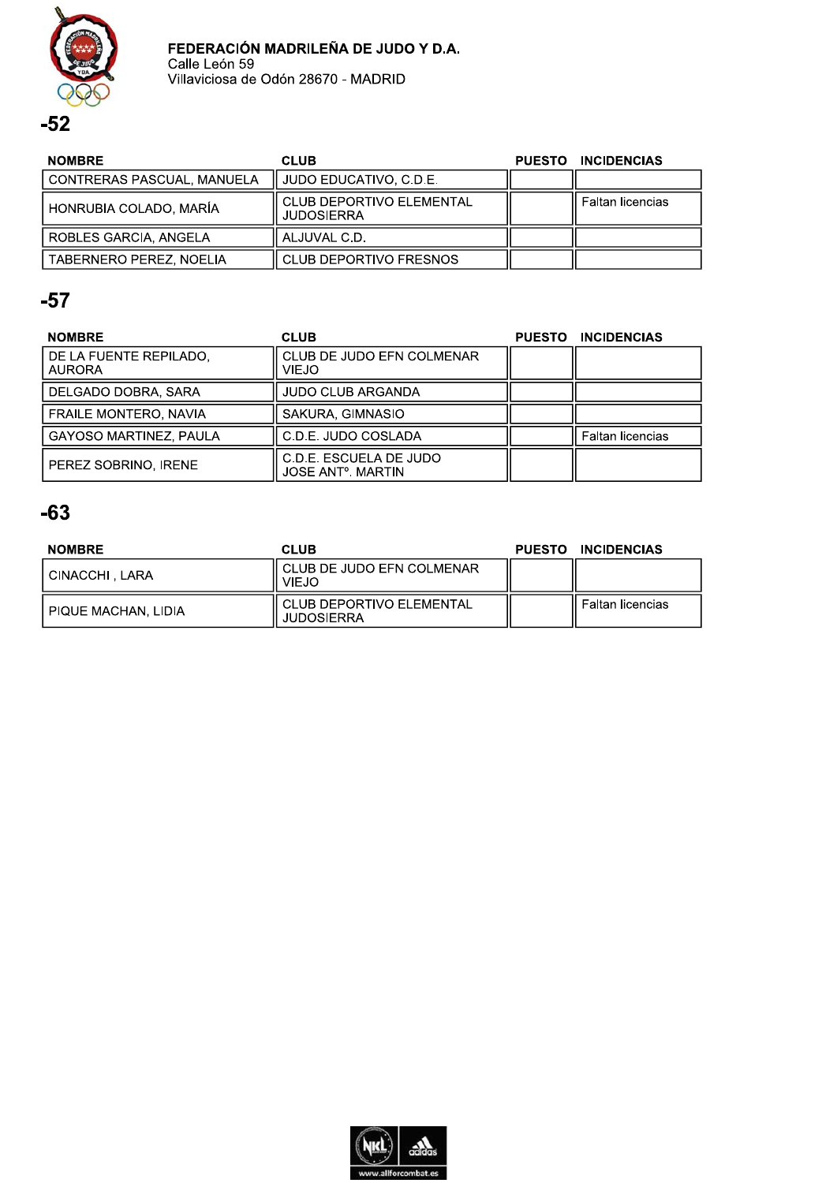**FEDERACIÓN MADRILEÑA DE JUDO Y D.A.**
Calle León 59
Villaviciosa de Odón 28670 - MADRID

## -52

| NOMBRE | CLUB | PUESTO | INCIDENCIAS |
|---|---|---|---|
| CONTRERAS PASCUAL, MANUELA | JUDO EDUCATIVO, C.D.E. | | |
| HONRUBIA COLADO, MARÍA | CLUB DEPORTIVO ELEMENTAL JUDOSIERRA | | Faltan licencias |
| ROBLES GARCIA, ANGELA | ALJUVAL C.D. | | |
| TABERNERO PEREZ, NOELIA | CLUB DEPORTIVO FRESNOS | | |

## -57

| NOMBRE | CLUB | PUESTO | INCIDENCIAS |
|---|---|---|---|
| DE LA FUENTE REPILADO, AURORA | CLUB DE JUDO EFN COLMENAR VIEJO | | |
| DELGADO DOBRA, SARA | JUDO CLUB ARGANDA | | |
| FRAILE MONTERO, NAVIA | SAKURA, GIMNASIO | | |
| GAYOSO MARTINEZ, PAULA | C.D.E. JUDO COSLADA | | Faltan licencias |
| PEREZ SOBRINO, IRENE | C.D.E. ESCUELA DE JUDO JOSE ANTº. MARTIN | | |

## -63

| NOMBRE | CLUB | PUESTO | INCIDENCIAS |
|---|---|---|---|
| CINACCHI , LARA | CLUB DE JUDO EFN COLMENAR VIEJO | | |
| PIQUE MACHAN, LIDIA | CLUB DEPORTIVO ELEMENTAL JUDOSIERRA | | Faltan licencias |

www.allforcombat.es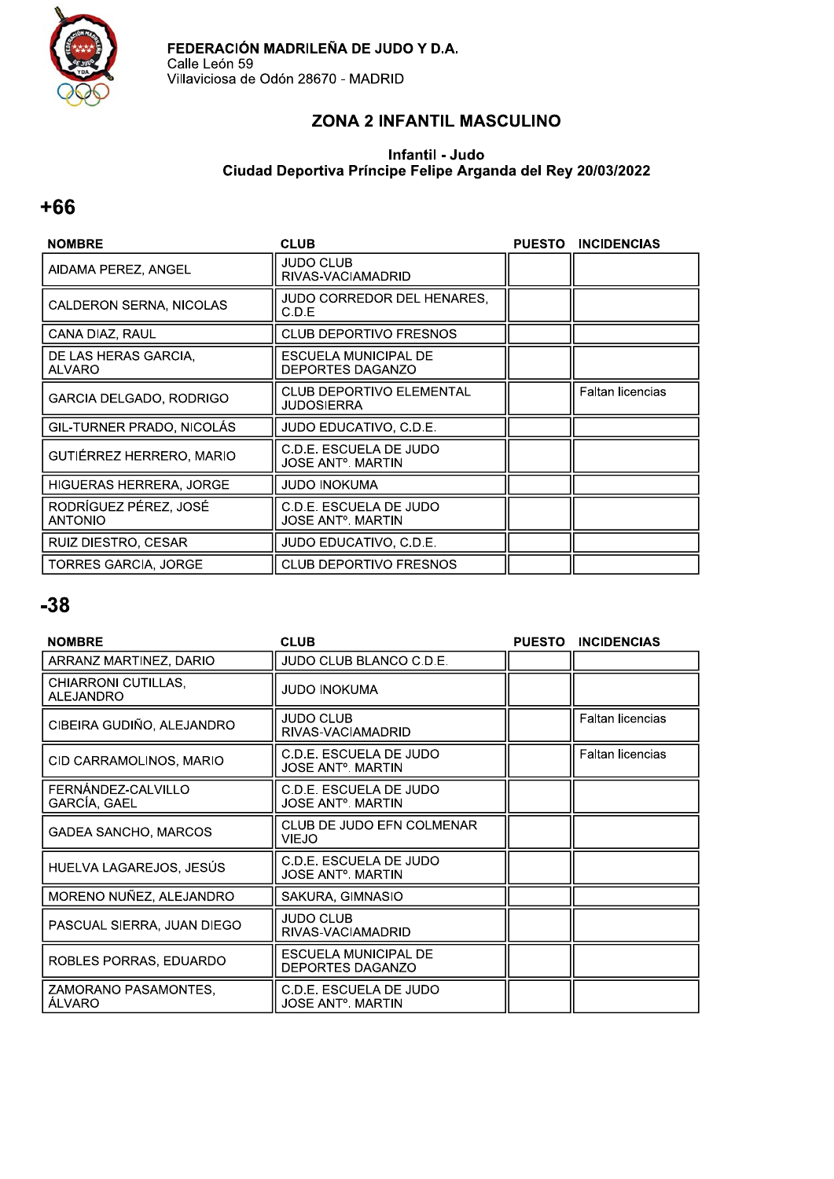FEDERACIÓN MADRILEÑA DE JUDO Y D.A.
Calle León 59
Villaviciosa de Odón 28670 - MADRID

# ZONA 2 INFANTIL MASCULINO

### Infantil - Judo
### Ciudad Deportiva Príncipe Felipe Arganda del Rey 20/03/2022

## +66

| NOMBRE | CLUB | PUESTO | INCIDENCIAS |
|---|---|---|---|
| AIDAMA PEREZ, ANGEL | JUDO CLUB RIVAS-VACIAMADRID | | |
| CALDERON SERNA, NICOLAS | JUDO CORREDOR DEL HENARES, C.D.E | | |
| CANA DIAZ, RAUL | CLUB DEPORTIVO FRESNOS | | |
| DE LAS HERAS GARCIA, ALVARO | ESCUELA MUNICIPAL DE DEPORTES DAGANZO | | |
| GARCIA DELGADO, RODRIGO | CLUB DEPORTIVO ELEMENTAL JUDOSIERRA | | Faltan licencias |
| GIL-TURNER PRADO, NICOLÁS | JUDO EDUCATIVO, C.D.E. | | |
| GUTIÉRREZ HERRERO, MARIO | C.D.E. ESCUELA DE JUDO JOSE ANTº. MARTIN | | |
| HIGUERAS HERRERA, JORGE | JUDO INOKUMA | | |
| RODRÍGUEZ PÉREZ, JOSÉ ANTONIO | C.D.E. ESCUELA DE JUDO JOSE ANTº. MARTIN | | |
| RUIZ DIESTRO, CESAR | JUDO EDUCATIVO, C.D.E. | | |
| TORRES GARCIA, JORGE | CLUB DEPORTIVO FRESNOS | | |

## -38

| NOMBRE | CLUB | PUESTO | INCIDENCIAS |
|---|---|---|---|
| ARRANZ MARTINEZ, DARIO | JUDO CLUB BLANCO C.D.E. | | |
| CHIARRONI CUTILLAS, ALEJANDRO | JUDO INOKUMA | | |
| CIBEIRA GUDIÑO, ALEJANDRO | JUDO CLUB RIVAS-VACIAMADRID | | Faltan licencias |
| CID CARRAMOLINOS, MARIO | C.D.E. ESCUELA DE JUDO JOSE ANTº. MARTIN | | Faltan licencias |
| FERNÁNDEZ-CALVILLO GARCÍA, GAEL | C.D.E. ESCUELA DE JUDO JOSE ANTº. MARTIN | | |
| GADEA SANCHO, MARCOS | CLUB DE JUDO EFN COLMENAR VIEJO | | |
| HUELVA LAGAREJOS, JESÚS | C.D.E. ESCUELA DE JUDO JOSE ANTº. MARTIN | | |
| MORENO NUÑEZ, ALEJANDRO | SAKURA, GIMNASIO | | |
| PASCUAL SIERRA, JUAN DIEGO | JUDO CLUB RIVAS-VACIAMADRID | | |
| ROBLES PORRAS, EDUARDO | ESCUELA MUNICIPAL DE DEPORTES DAGANZO | | |
| ZAMORANO PASAMONTES, ÁLVARO | C.D.E. ESCUELA DE JUDO JOSE ANTº. MARTIN | | |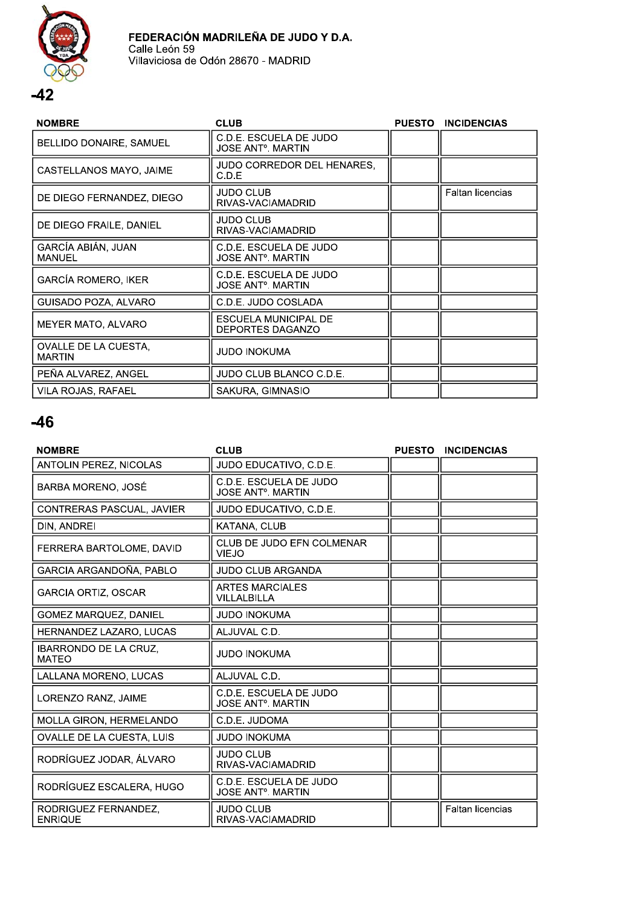**FEDERACIÓN MADRILEÑA DE JUDO Y D.A.**
Calle León 59
Villaviciosa de Odón 28670 - MADRID

## -42

| NOMBRE | CLUB | PUESTO | INCIDENCIAS |
|---|---|---|---|
| BELLIDO DONAIRE, SAMUEL | C.D.E. ESCUELA DE JUDO JOSE ANTº. MARTIN | | |
| CASTELLANOS MAYO, JAIME | JUDO CORREDOR DEL HENARES, C.D.E | | |
| DE DIEGO FERNANDEZ, DIEGO | JUDO CLUB RIVAS-VACIAMADRID | | Faltan licencias |
| DE DIEGO FRAILE, DANIEL | JUDO CLUB RIVAS-VACIAMADRID | | |
| GARCÍA ABIÁN, JUAN MANUEL | C.D.E. ESCUELA DE JUDO JOSE ANTº. MARTIN | | |
| GARCÍA ROMERO, IKER | C.D.E. ESCUELA DE JUDO JOSE ANTº. MARTIN | | |
| GUISADO POZA, ALVARO | C.D.E. JUDO COSLADA | | |
| MEYER MATO, ALVARO | ESCUELA MUNICIPAL DE DEPORTES DAGANZO | | |
| OVALLE DE LA CUESTA, MARTIN | JUDO INOKUMA | | |
| PEÑA ALVAREZ, ANGEL | JUDO CLUB BLANCO C.D.E. | | |
| VILA ROJAS, RAFAEL | SAKURA, GIMNASIO | | |

## -46

| NOMBRE | CLUB | PUESTO | INCIDENCIAS |
|---|---|---|---|
| ANTOLIN PEREZ, NICOLAS | JUDO EDUCATIVO, C.D.E. | | |
| BARBA MORENO, JOSÉ | C.D.E. ESCUELA DE JUDO JOSE ANTº. MARTIN | | |
| CONTRERAS PASCUAL, JAVIER | JUDO EDUCATIVO, C.D.E. | | |
| DIN, ANDREI | KATANA, CLUB | | |
| FERRERA BARTOLOME, DAVID | CLUB DE JUDO EFN COLMENAR VIEJO | | |
| GARCIA ARGANDOÑA, PABLO | JUDO CLUB ARGANDA | | |
| GARCIA ORTIZ, OSCAR | ARTES MARCIALES VILLALBILLA | | |
| GOMEZ MARQUEZ, DANIEL | JUDO INOKUMA | | |
| HERNANDEZ LAZARO, LUCAS | ALJUVAL C.D. | | |
| IBARRONDO DE LA CRUZ, MATEO | JUDO INOKUMA | | |
| LALLANA MORENO, LUCAS | ALJUVAL C.D. | | |
| LORENZO RANZ, JAIME | C.D.E. ESCUELA DE JUDO JOSE ANTº. MARTIN | | |
| MOLLA GIRON, HERMELANDO | C.D.E. JUDOMA | | |
| OVALLE DE LA CUESTA, LUIS | JUDO INOKUMA | | |
| RODRÍGUEZ JODAR, ÁLVARO | JUDO CLUB RIVAS-VACIAMADRID | | |
| RODRÍGUEZ ESCALERA, HUGO | C.D.E. ESCUELA DE JUDO JOSE ANTº. MARTIN | | |
| RODRIGUEZ FERNANDEZ, ENRIQUE | JUDO CLUB RIVAS-VACIAMADRID | | Faltan licencias |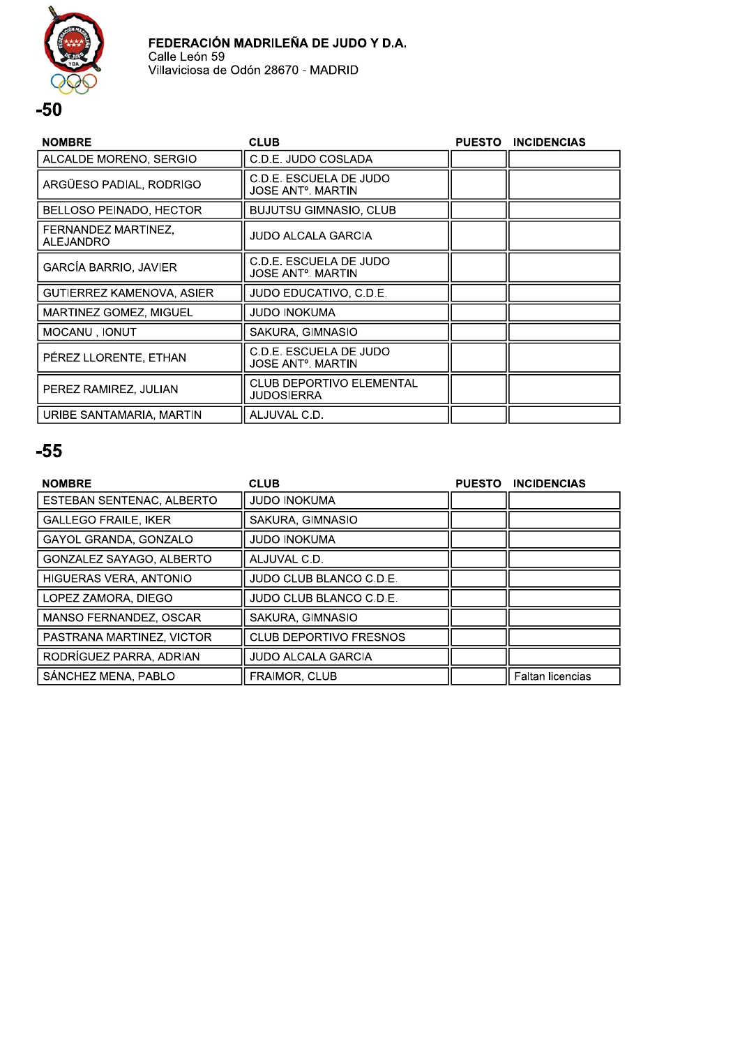**FEDERACIÓN MADRILEÑA DE JUDO Y D.A.**
Calle León 59
Villaviciosa de Odón 28670 - MADRID

## -50

| NOMBRE | CLUB | PUESTO | INCIDENCIAS |
|---|---|---|---|
| ALCALDE MORENO, SERGIO | C.D.E. JUDO COSLADA | | |
| ARGÜESO PADIAL, RODRIGO | C.D.E. ESCUELA DE JUDO JOSE ANTº. MARTIN | | |
| BELLOSO PEINADO, HECTOR | BUJUTSU GIMNASIO, CLUB | | |
| FERNANDEZ MARTINEZ, ALEJANDRO | JUDO ALCALA GARCIA | | |
| GARCÍA BARRIO, JAVIER | C.D.E. ESCUELA DE JUDO JOSE ANTº. MARTIN | | |
| GUTIERREZ KAMENOVA, ASIER | JUDO EDUCATIVO, C.D.E. | | |
| MARTINEZ GOMEZ, MIGUEL | JUDO INOKUMA | | |
| MOCANU , IONUT | SAKURA, GIMNASIO | | |
| PÉREZ LLORENTE, ETHAN | C.D.E. ESCUELA DE JUDO JOSE ANTº. MARTIN | | |
| PEREZ RAMIREZ, JULIAN | CLUB DEPORTIVO ELEMENTAL JUDOSIERRA | | |
| URIBE SANTAMARIA, MARTIN | ALJUVAL C.D. | | |

## -55

| NOMBRE | CLUB | PUESTO | INCIDENCIAS |
|---|---|---|---|
| ESTEBAN SENTENAC, ALBERTO | JUDO INOKUMA | | |
| GALLEGO FRAILE, IKER | SAKURA, GIMNASIO | | |
| GAYOL GRANDA, GONZALO | JUDO INOKUMA | | |
| GONZALEZ SAYAGO, ALBERTO | ALJUVAL C.D. | | |
| HIGUERAS VERA, ANTONIO | JUDO CLUB BLANCO C.D.E. | | |
| LOPEZ ZAMORA, DIEGO | JUDO CLUB BLANCO C.D.E. | | |
| MANSO FERNANDEZ, OSCAR | SAKURA, GIMNASIO | | |
| PASTRANA MARTINEZ, VICTOR | CLUB DEPORTIVO FRESNOS | | |
| RODRÍGUEZ PARRA, ADRIAN | JUDO ALCALA GARCIA | | |
| SÁNCHEZ MENA, PABLO | FRAIMOR, CLUB | | Faltan licencias |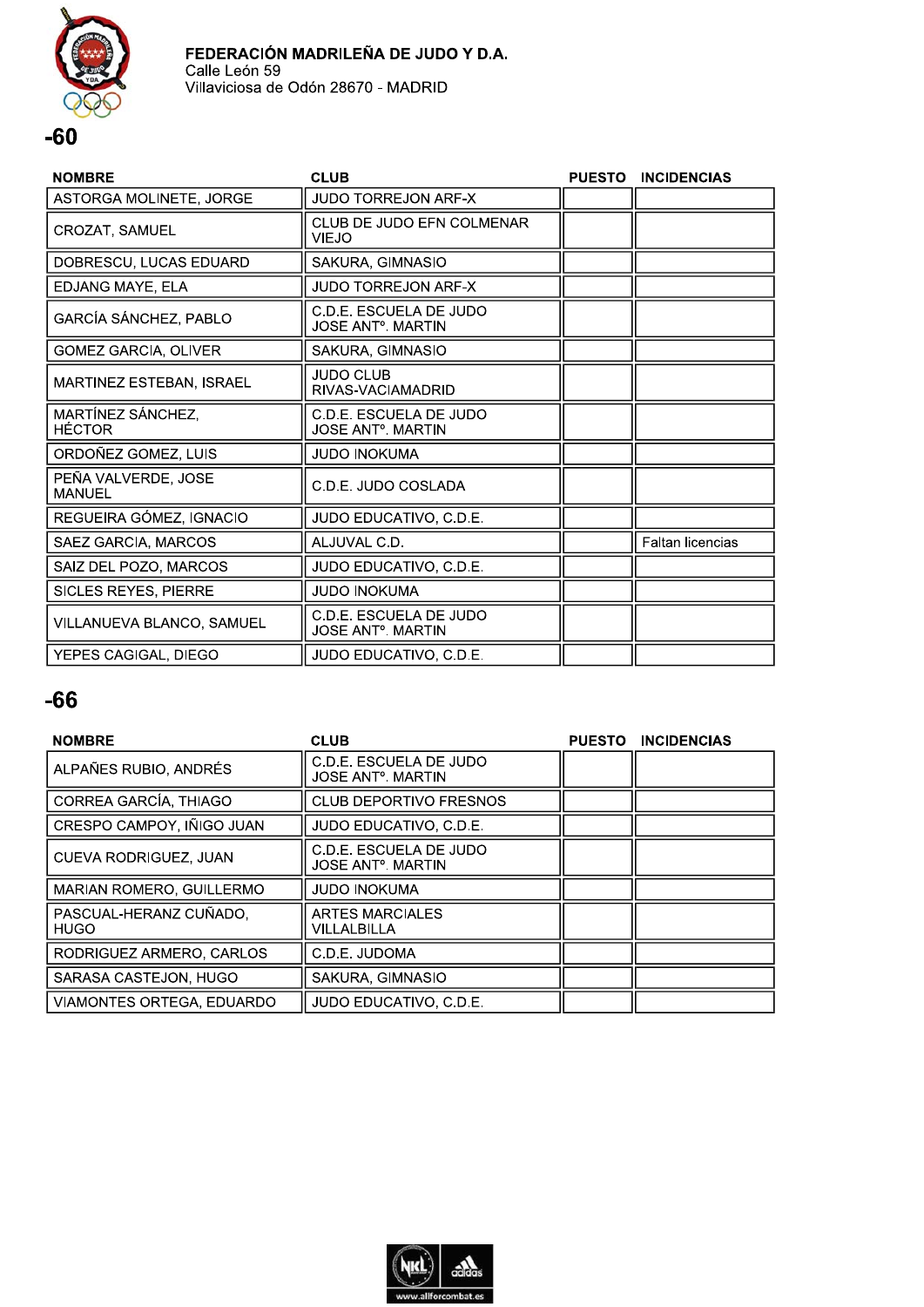**FEDERACIÓN MADRILEÑA DE JUDO Y D.A.**
Calle León 59
Villaviciosa de Odón 28670 - MADRID

## -60

| NOMBRE | CLUB | PUESTO | INCIDENCIAS |
|---|---|---|---|
| ASTORGA MOLINETE, JORGE | JUDO TORREJON ARF-X | | |
| CROZAT, SAMUEL | CLUB DE JUDO EFN COLMENAR VIEJO | | |
| DOBRESCU, LUCAS EDUARD | SAKURA, GIMNASIO | | |
| EDJANG MAYE, ELA | JUDO TORREJON ARF-X | | |
| GARCÍA SÁNCHEZ, PABLO | C.D.E. ESCUELA DE JUDO JOSE ANTº. MARTIN | | |
| GOMEZ GARCIA, OLIVER | SAKURA, GIMNASIO | | |
| MARTINEZ ESTEBAN, ISRAEL | JUDO CLUB RIVAS-VACIAMADRID | | |
| MARTÍNEZ SÁNCHEZ, HÉCTOR | C.D.E. ESCUELA DE JUDO JOSE ANTº. MARTIN | | |
| ORDOÑEZ GOMEZ, LUIS | JUDO INOKUMA | | |
| PEÑA VALVERDE, JOSE MANUEL | C.D.E. JUDO COSLADA | | |
| REGUEIRA GÓMEZ, IGNACIO | JUDO EDUCATIVO, C.D.E. | | |
| SAEZ GARCIA, MARCOS | ALJUVAL C.D. | | Faltan licencias |
| SAIZ DEL POZO, MARCOS | JUDO EDUCATIVO, C.D.E. | | |
| SICLES REYES, PIERRE | JUDO INOKUMA | | |
| VILLANUEVA BLANCO, SAMUEL | C.D.E. ESCUELA DE JUDO JOSE ANTº. MARTIN | | |
| YEPES CAGIGAL, DIEGO | JUDO EDUCATIVO, C.D.E. | | |

## -66

| NOMBRE | CLUB | PUESTO | INCIDENCIAS |
|---|---|---|---|
| ALPAÑES RUBIO, ANDRÉS | C.D.E. ESCUELA DE JUDO JOSE ANTº. MARTIN | | |
| CORREA GARCÍA, THIAGO | CLUB DEPORTIVO FRESNOS | | |
| CRESPO CAMPOY, IÑIGO JUAN | JUDO EDUCATIVO, C.D.E. | | |
| CUEVA RODRIGUEZ, JUAN | C.D.E. ESCUELA DE JUDO JOSE ANTº. MARTIN | | |
| MARIAN ROMERO, GUILLERMO | JUDO INOKUMA | | |
| PASCUAL-HERANZ CUÑADO, HUGO | ARTES MARCIALES VILLALBILLA | | |
| RODRIGUEZ ARMERO, CARLOS | C.D.E. JUDOMA | | |
| SARASA CASTEJON, HUGO | SAKURA, GIMNASIO | | |
| VIAMONTES ORTEGA, EDUARDO | JUDO EDUCATIVO, C.D.E. | | |

www.allforcombat.es